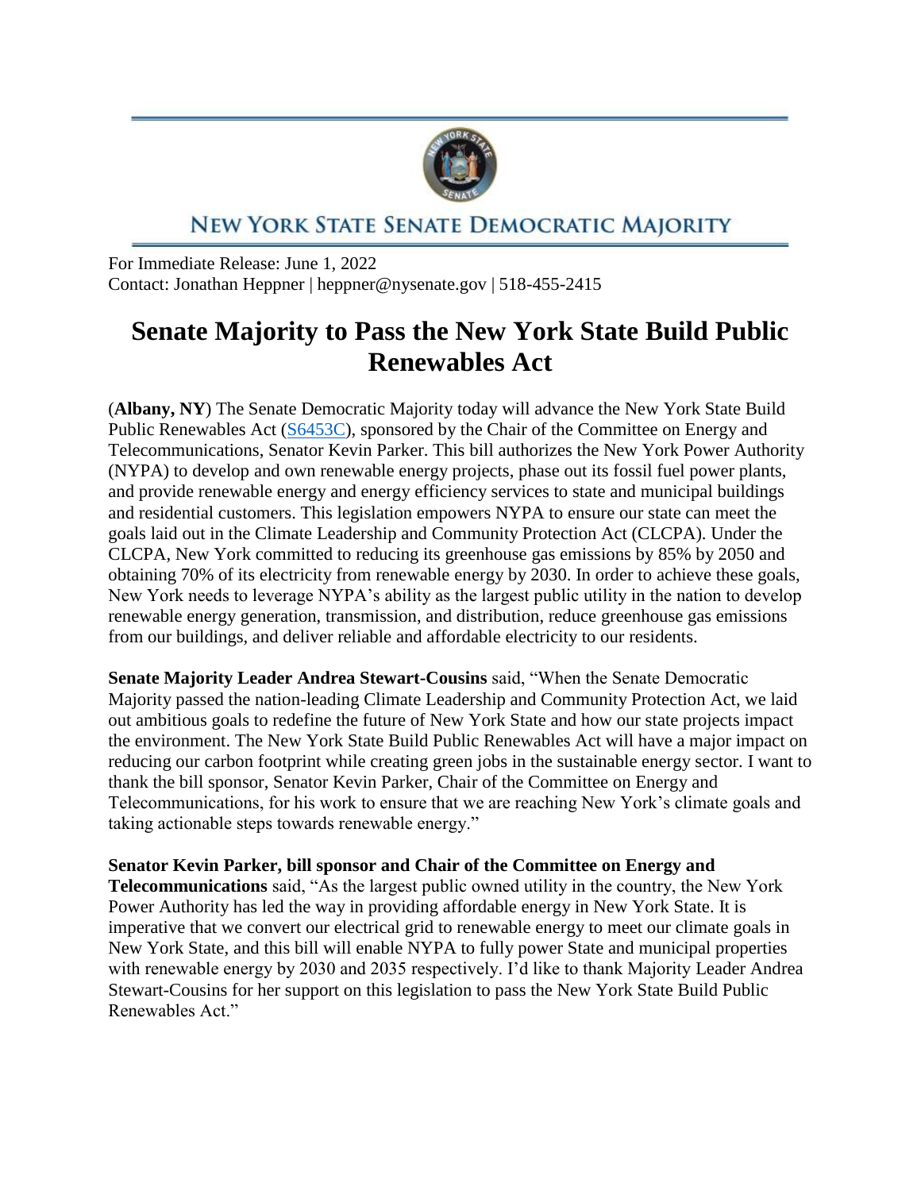NEW YORK STATE SENATE DEMOCRATIC MAJORITY

For Immediate Release: June 1, 2022
Contact: Jonathan Heppner | heppner@nysenate.gov | 518-455-2415

# Senate Majority to Pass the New York State Build Public Renewables Act

(**Albany, NY**) The Senate Democratic Majority today will advance the New York State Build Public Renewables Act (S6453C), sponsored by the Chair of the Committee on Energy and Telecommunications, Senator Kevin Parker. This bill authorizes the New York Power Authority (NYPA) to develop and own renewable energy projects, phase out its fossil fuel power plants, and provide renewable energy and energy efficiency services to state and municipal buildings and residential customers. This legislation empowers NYPA to ensure our state can meet the goals laid out in the Climate Leadership and Community Protection Act (CLCPA). Under the CLCPA, New York committed to reducing its greenhouse gas emissions by 85% by 2050 and obtaining 70% of its electricity from renewable energy by 2030. In order to achieve these goals, New York needs to leverage NYPA's ability as the largest public utility in the nation to develop renewable energy generation, transmission, and distribution, reduce greenhouse gas emissions from our buildings, and deliver reliable and affordable electricity to our residents.

**Senate Majority Leader Andrea Stewart-Cousins** said, "When the Senate Democratic Majority passed the nation-leading Climate Leadership and Community Protection Act, we laid out ambitious goals to redefine the future of New York State and how our state projects impact the environment. The New York State Build Public Renewables Act will have a major impact on reducing our carbon footprint while creating green jobs in the sustainable energy sector. I want to thank the bill sponsor, Senator Kevin Parker, Chair of the Committee on Energy and Telecommunications, for his work to ensure that we are reaching New York's climate goals and taking actionable steps towards renewable energy."

**Senator Kevin Parker, bill sponsor and Chair of the Committee on Energy and Telecommunications** said, "As the largest public owned utility in the country, the New York Power Authority has led the way in providing affordable energy in New York State. It is imperative that we convert our electrical grid to renewable energy to meet our climate goals in New York State, and this bill will enable NYPA to fully power State and municipal properties with renewable energy by 2030 and 2035 respectively. I'd like to thank Majority Leader Andrea Stewart-Cousins for her support on this legislation to pass the New York State Build Public Renewables Act."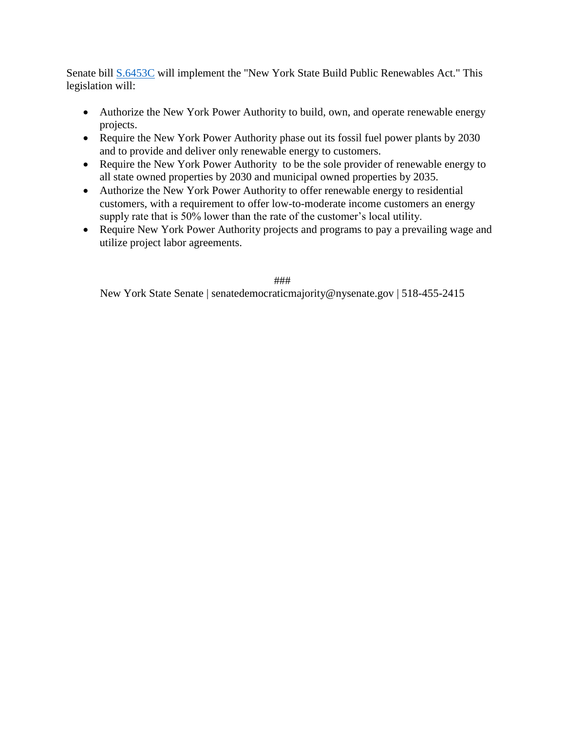Senate bill S.6453C will implement the "New York State Build Public Renewables Act." This legislation will:

- Authorize the New York Power Authority to build, own, and operate renewable energy projects.
- Require the New York Power Authority phase out its fossil fuel power plants by 2030 and to provide and deliver only renewable energy to customers.
- Require the New York Power Authority to be the sole provider of renewable energy to all state owned properties by 2030 and municipal owned properties by 2035.
- Authorize the New York Power Authority to offer renewable energy to residential customers, with a requirement to offer low-to-moderate income customers an energy supply rate that is 50% lower than the rate of the customer's local utility.
- Require New York Power Authority projects and programs to pay a prevailing wage and utilize project labor agreements.

###

New York State Senate | senatedemocraticmajority@nysenate.gov | 518-455-2415